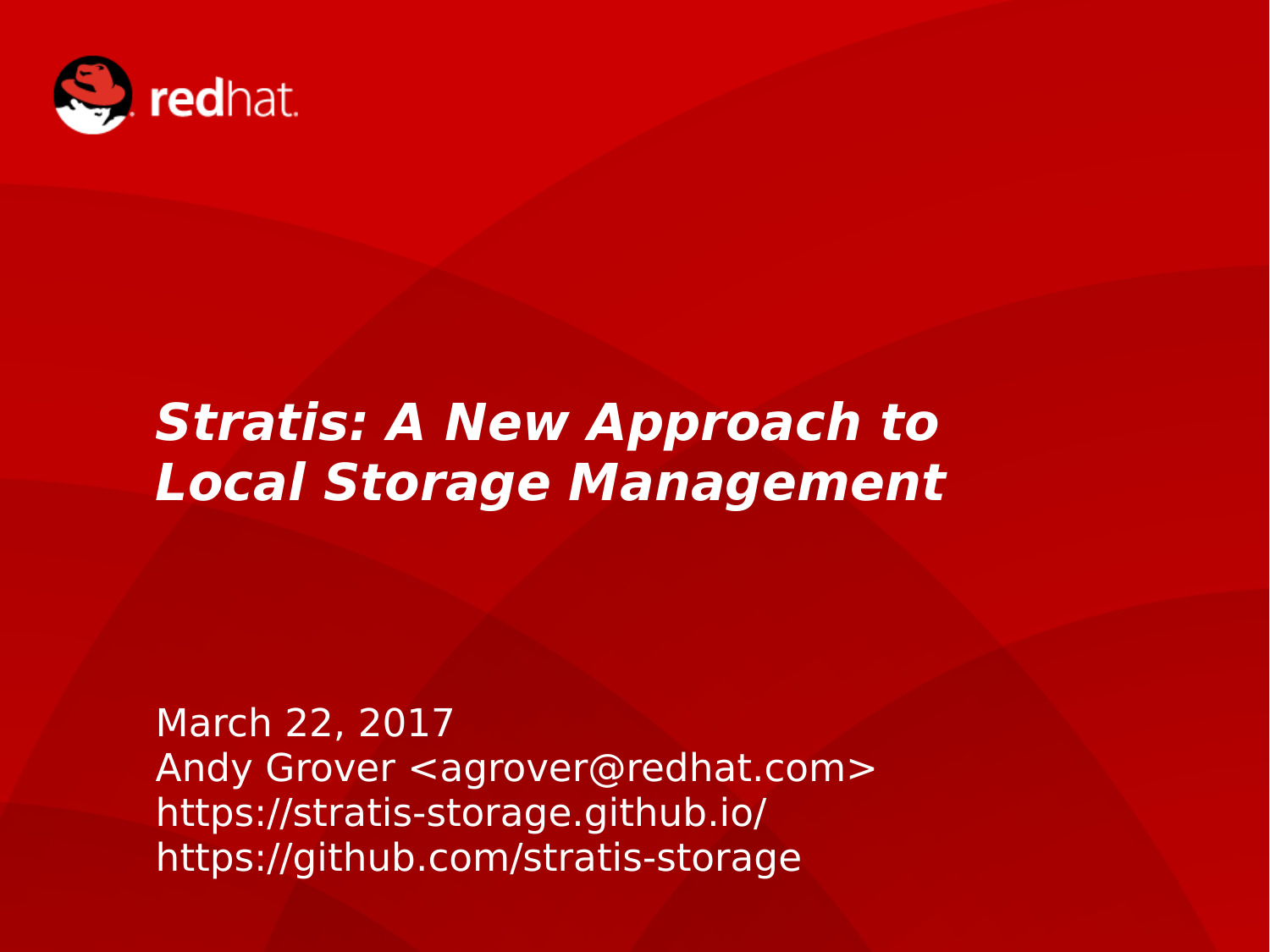# *Stratis: A New Approach to Local Storage Management*

March 22, 2017
Andy Grover <agrover@redhat.com>
https://stratis-storage.github.io/
https://github.com/stratis-storage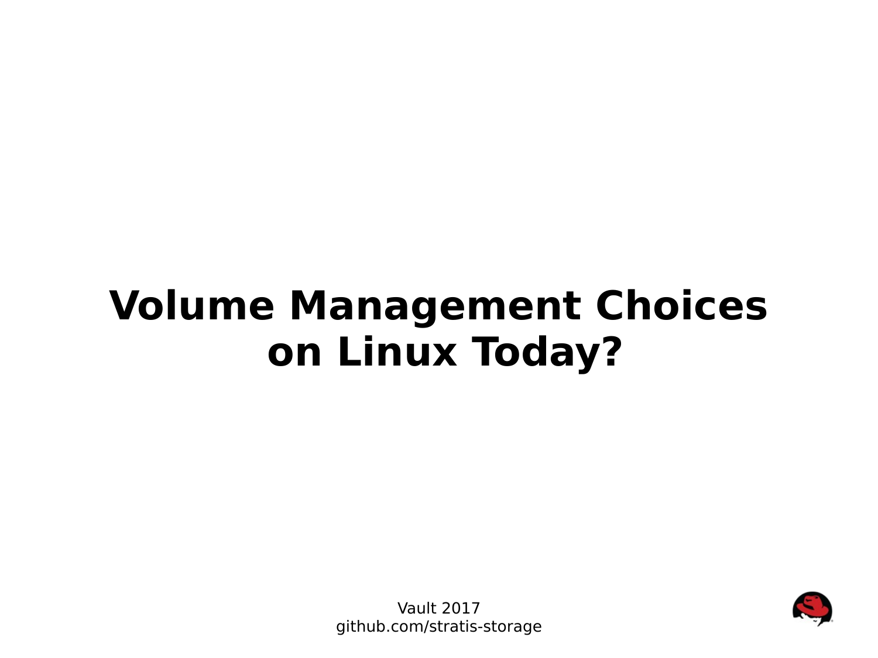# Volume Management Choices on Linux Today?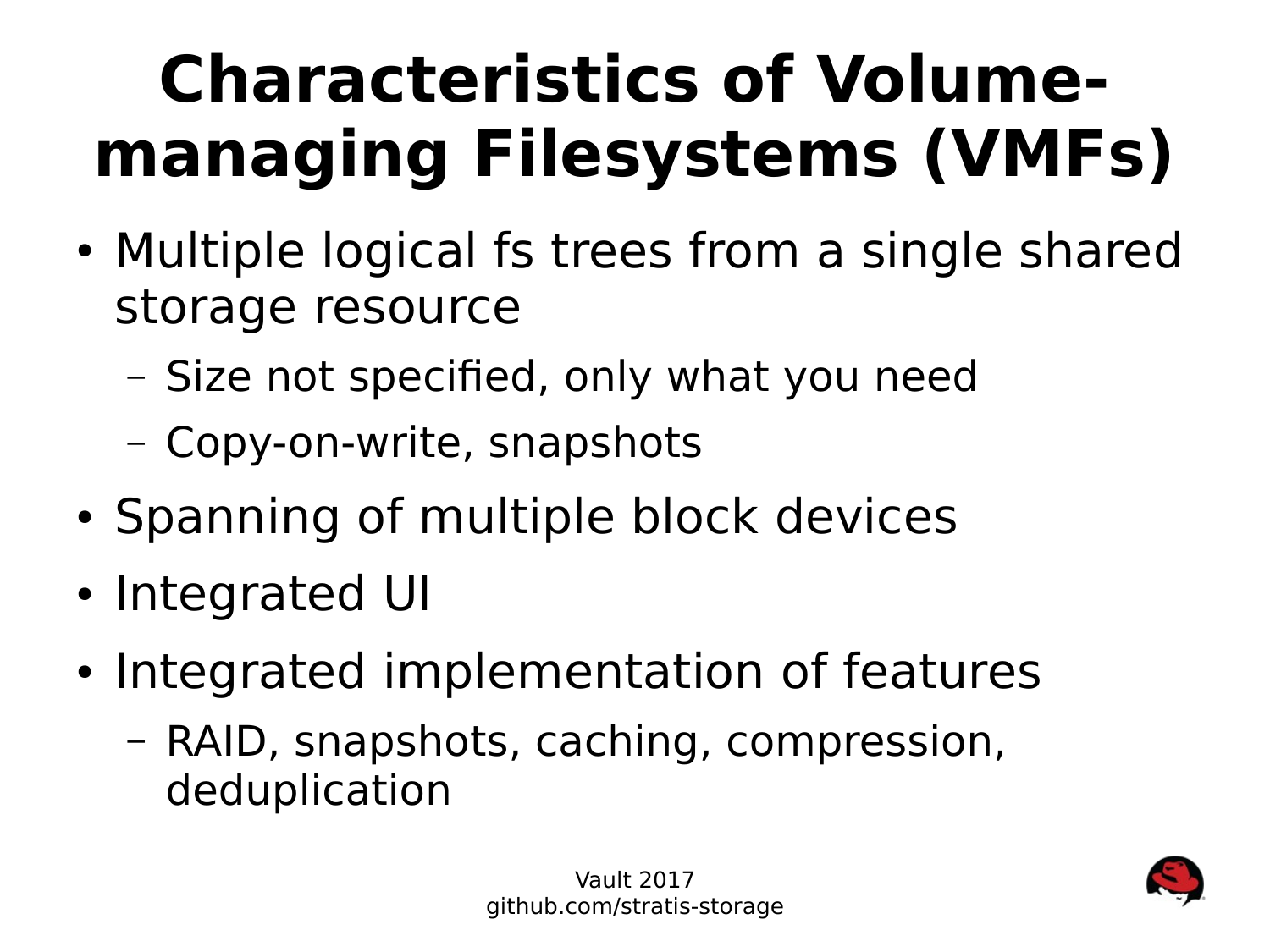# Characteristics of Volume-managing Filesystems (VMFs)

- Multiple logical fs trees from a single shared storage resource
  - Size not specified, only what you need
  - Copy-on-write, snapshots
- Spanning of multiple block devices
- Integrated UI
- Integrated implementation of features
  - RAID, snapshots, caching, compression, deduplication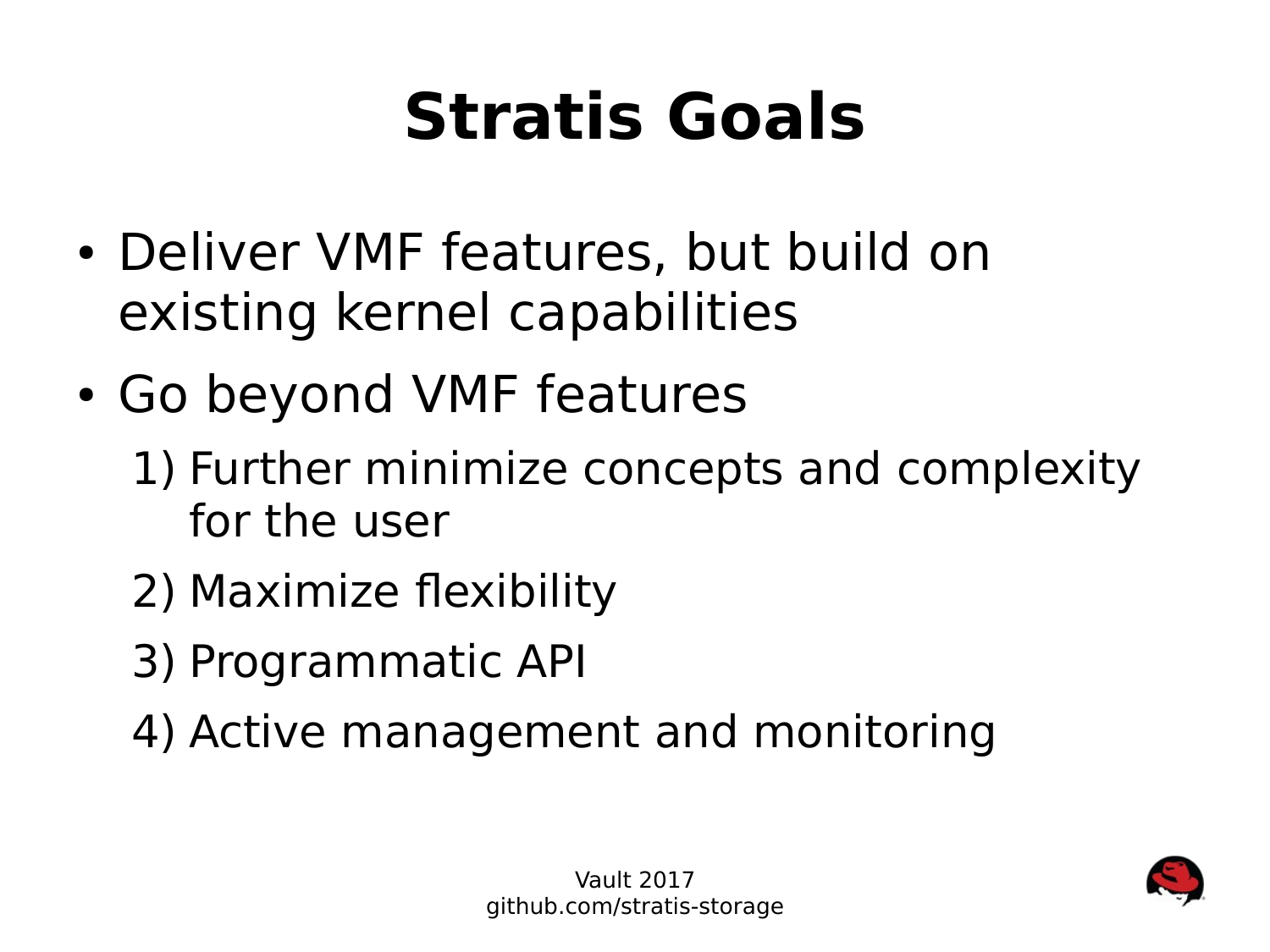# Stratis Goals

- Deliver VMF features, but build on existing kernel capabilities
- Go beyond VMF features
  1) Further minimize concepts and complexity for the user
  2) Maximize flexibility
  3) Programmatic API
  4) Active management and monitoring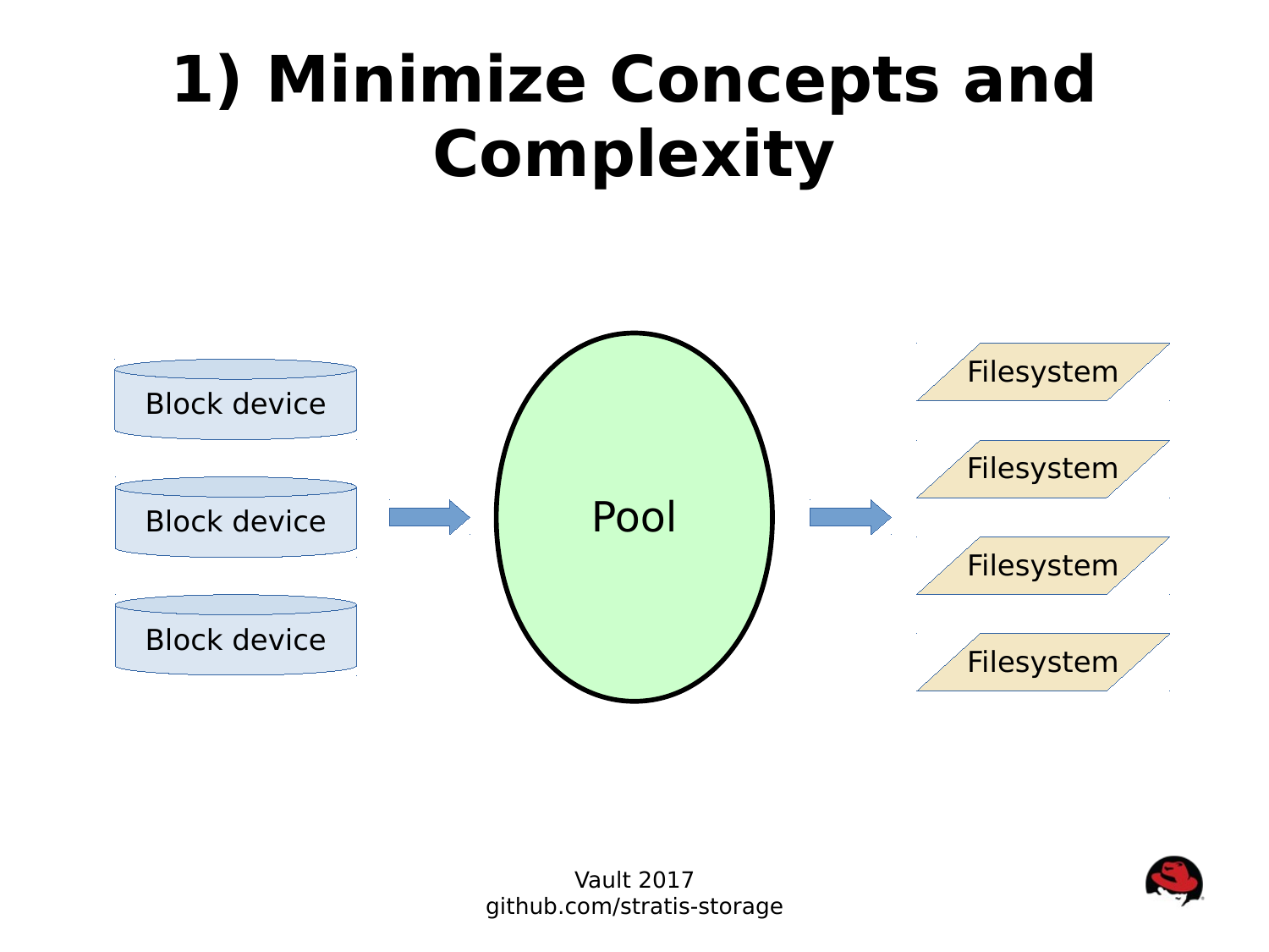# 1) Minimize Concepts and Complexity

Block device

Block device

Block device

Pool

Filesystem

Filesystem

Filesystem

Filesystem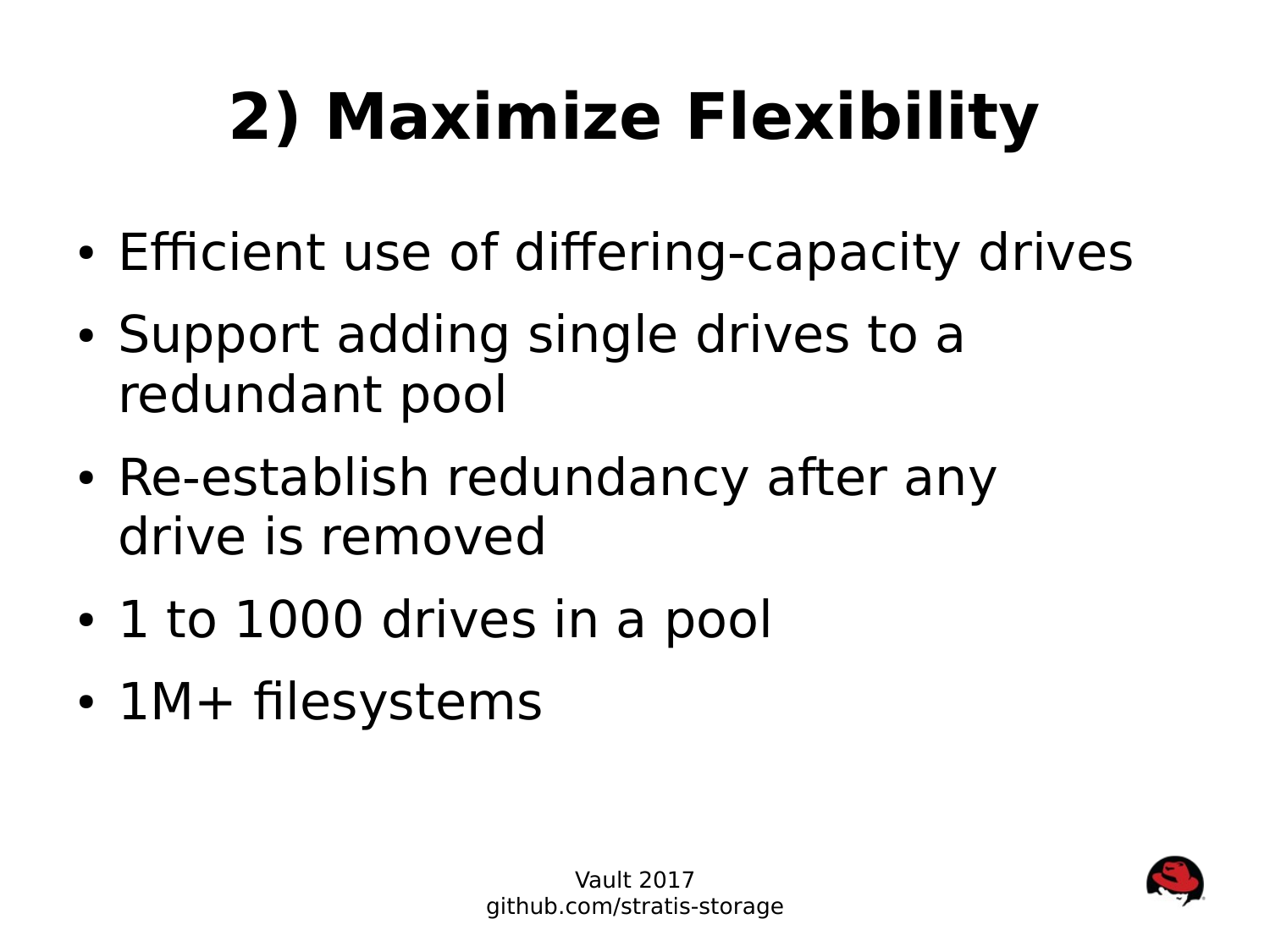# 2) Maximize Flexibility

- Efficient use of differing-capacity drives
- Support adding single drives to a redundant pool
- Re-establish redundancy after any drive is removed
- 1 to 1000 drives in a pool
- 1M+ filesystems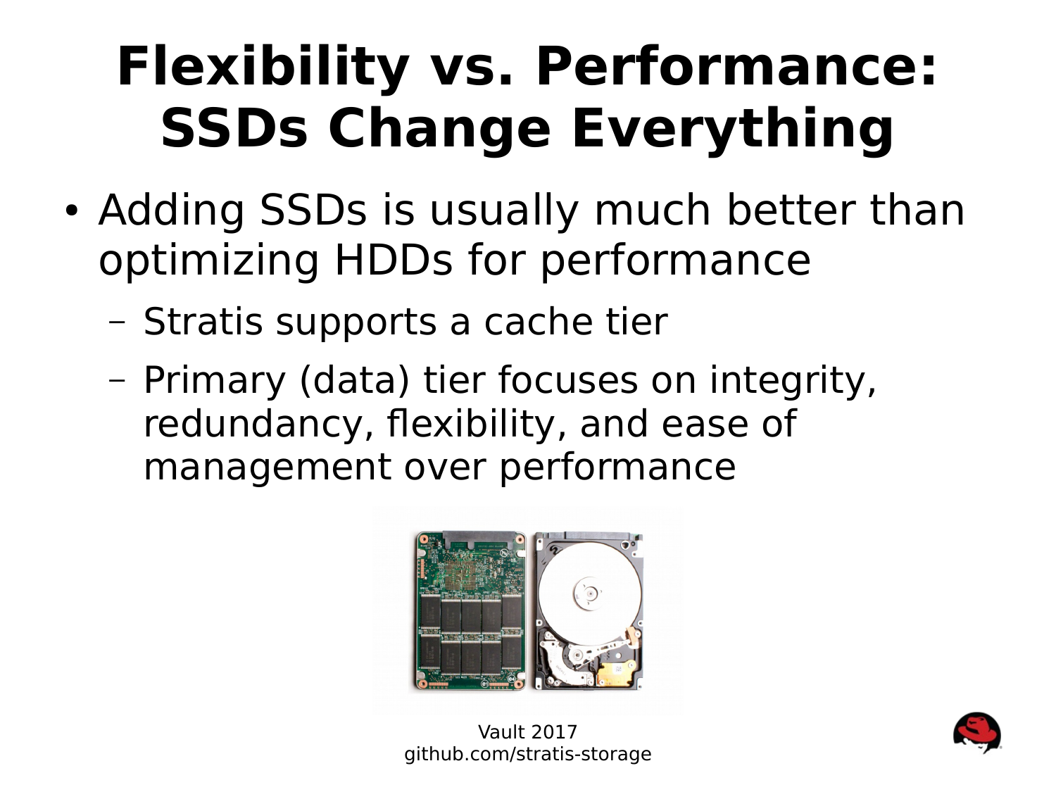# Flexibility vs. Performance: SSDs Change Everything

- Adding SSDs is usually much better than optimizing HDDs for performance
  - Stratis supports a cache tier
  - Primary (data) tier focuses on integrity, redundancy, flexibility, and ease of management over performance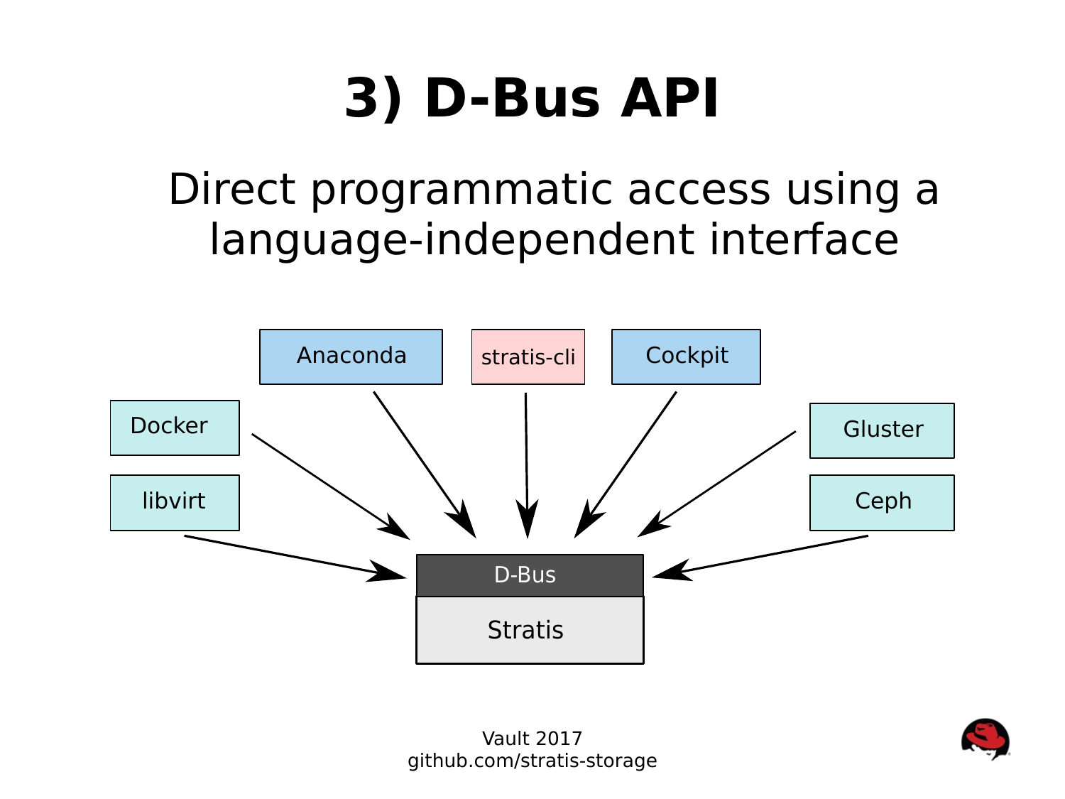# 3) D-Bus API

Direct programmatic access using a language-independent interface

Anaconda

stratis-cli

Cockpit

Docker

Gluster

libvirt

Ceph

D-Bus

Stratis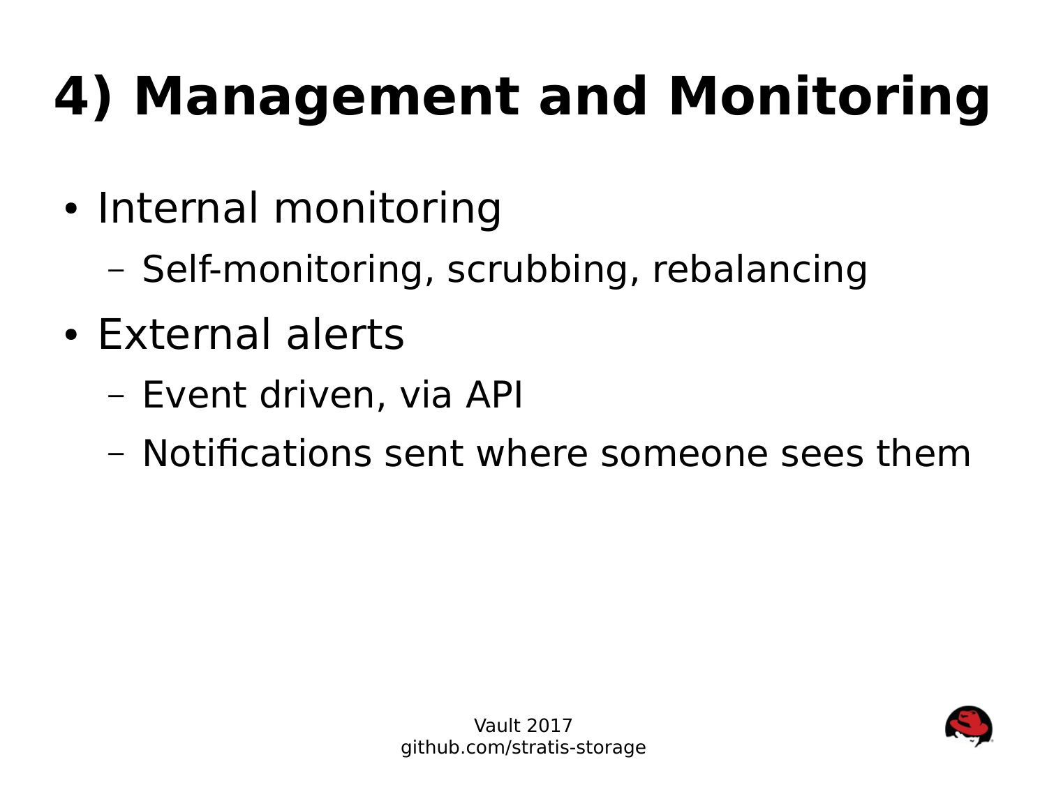# 4) Management and Monitoring

- Internal monitoring
  - Self-monitoring, scrubbing, rebalancing
- External alerts
  - Event driven, via API
  - Notifications sent where someone sees them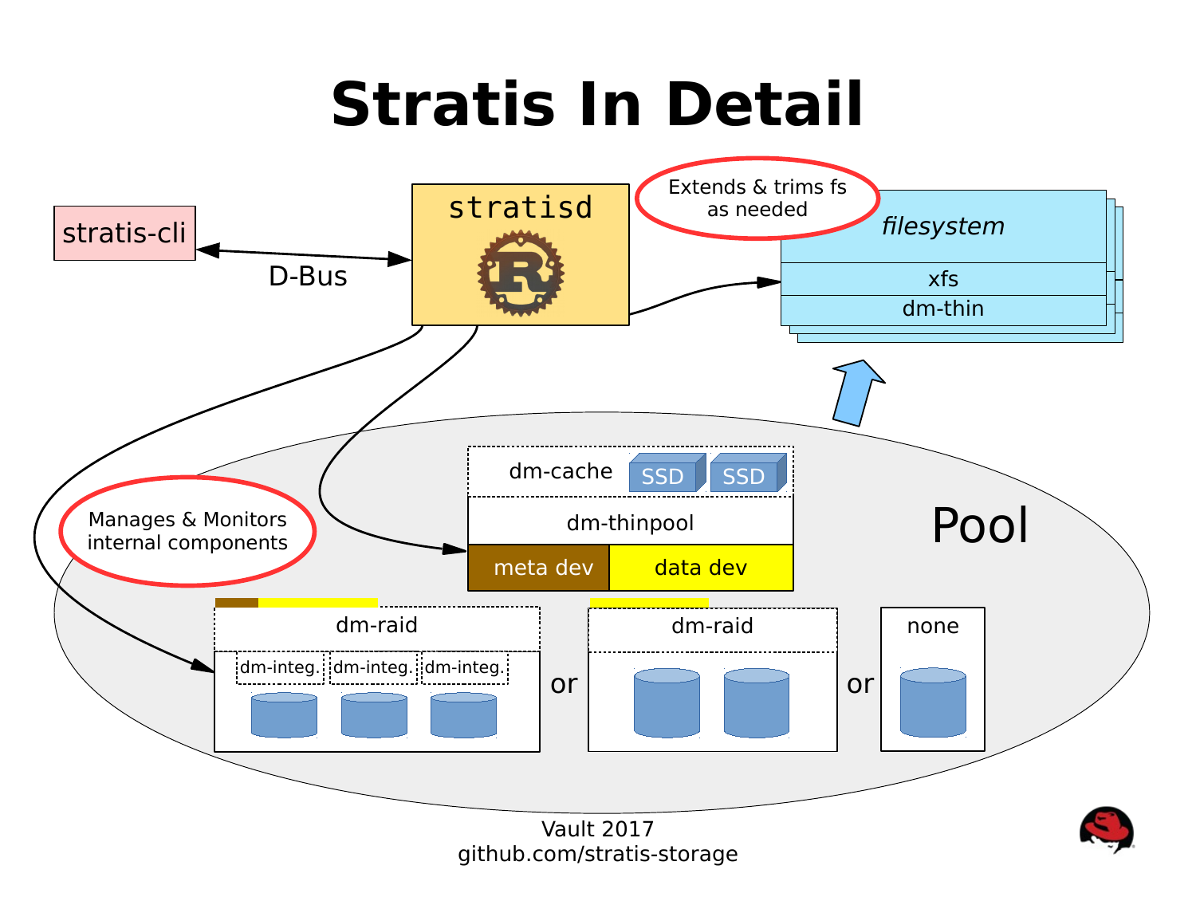# Stratis In Detail

stratis-cli

D-Bus

stratisd

Extends & trims fs as needed

*filesystem*

xfs

dm-thin

Manages & Monitors internal components

dm-cache

SSD

SSD

dm-thinpool

meta dev

data dev

Pool

dm-raid

dm-integ.

dm-integ.

dm-integ.

or

dm-raid

or

none

Vault 2017

github.com/stratis-storage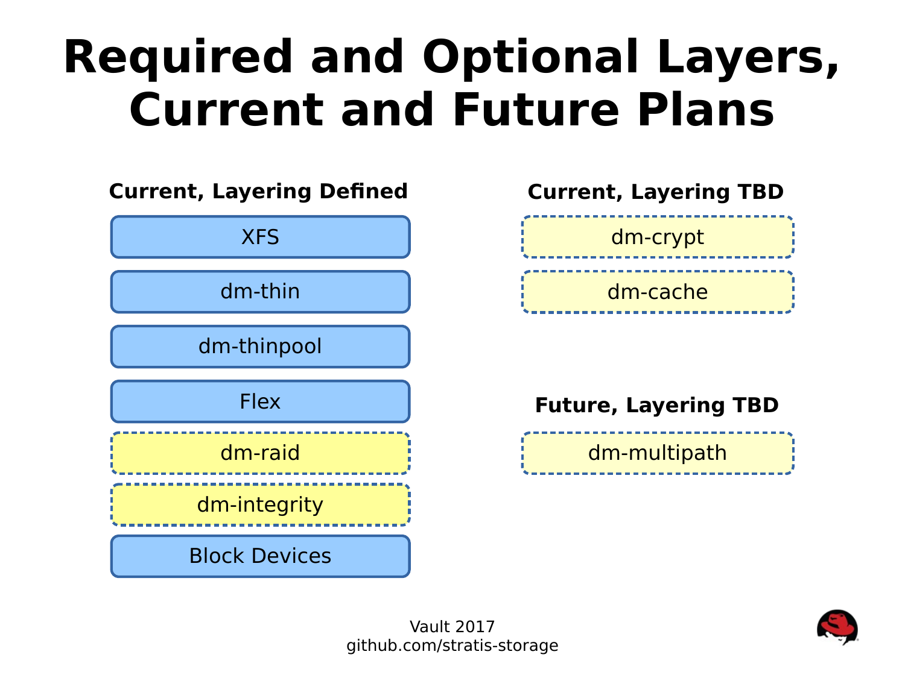# Required and Optional Layers, Current and Future Plans

### Current, Layering Defined

- XFS
- dm-thin
- dm-thinpool
- Flex
- dm-raid
- dm-integrity
- Block Devices

### Current, Layering TBD

- dm-crypt
- dm-cache

### Future, Layering TBD

- dm-multipath

Vault 2017
github.com/stratis-storage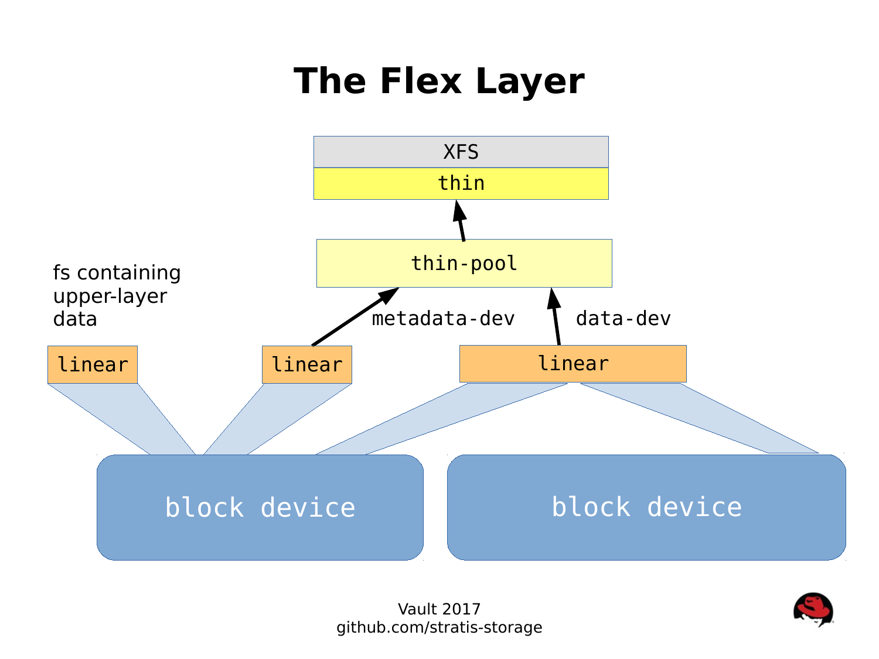# The Flex Layer

XFS

thin

thin-pool

fs containing upper-layer data

metadata-dev

data-dev

linear

linear

linear

block device

block device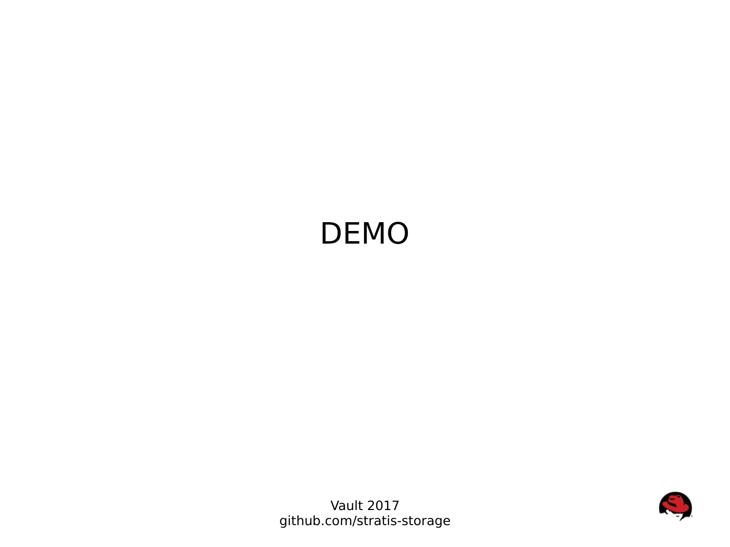# DEMO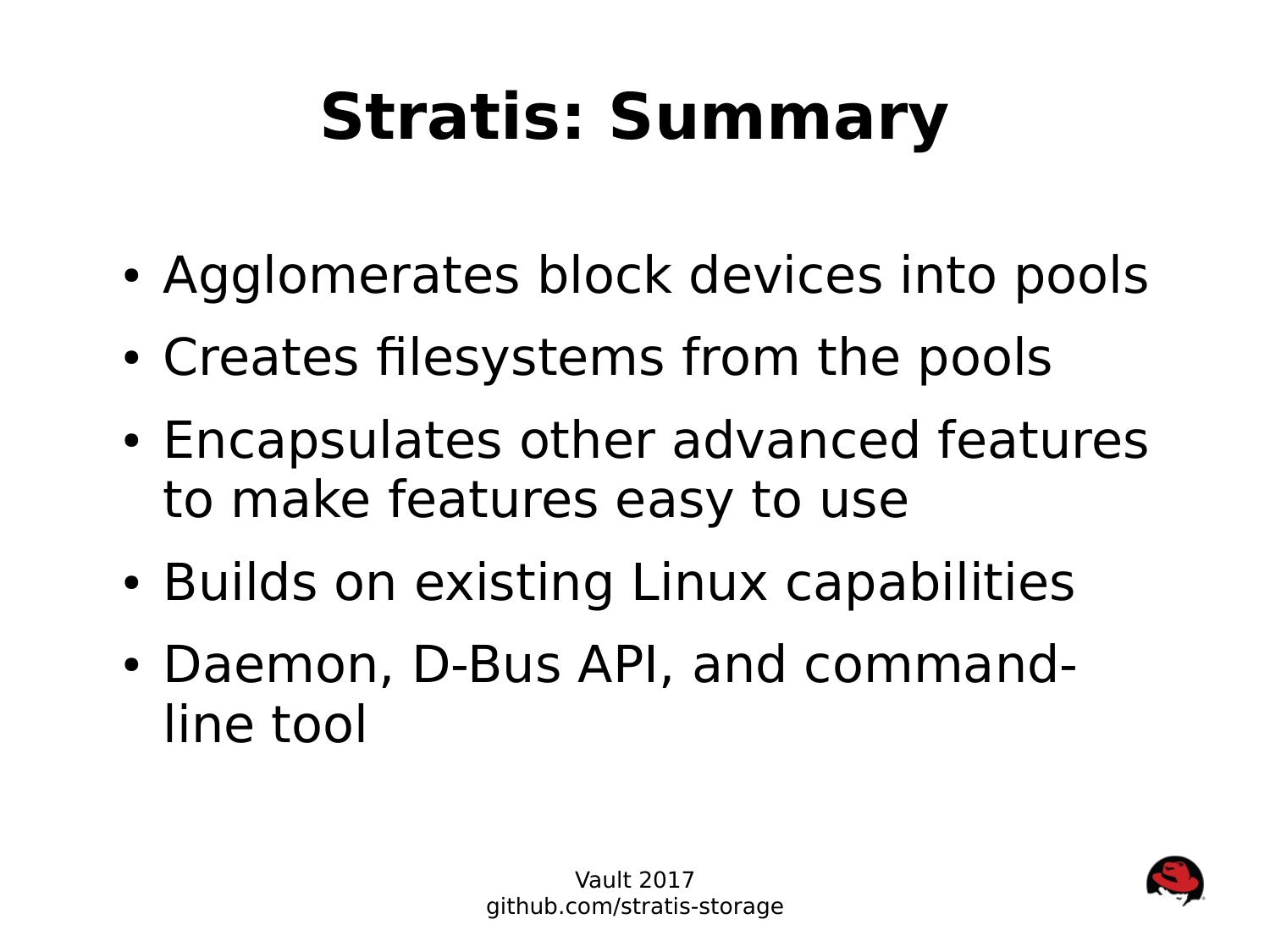# Stratis: Summary

- Agglomerates block devices into pools
- Creates filesystems from the pools
- Encapsulates other advanced features to make features easy to use
- Builds on existing Linux capabilities
- Daemon, D-Bus API, and command-line tool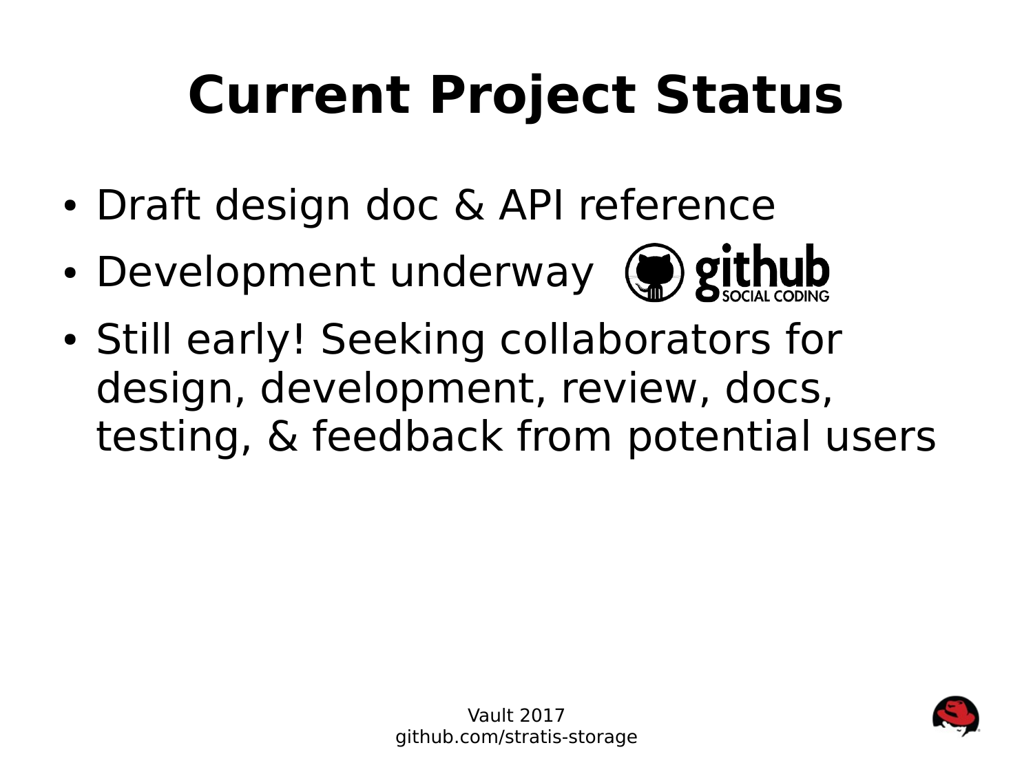# Current Project Status

- Draft design doc & API reference
- Development underway
- Still early! Seeking collaborators for design, development, review, docs, testing, & feedback from potential users

Vault 2017
github.com/stratis-storage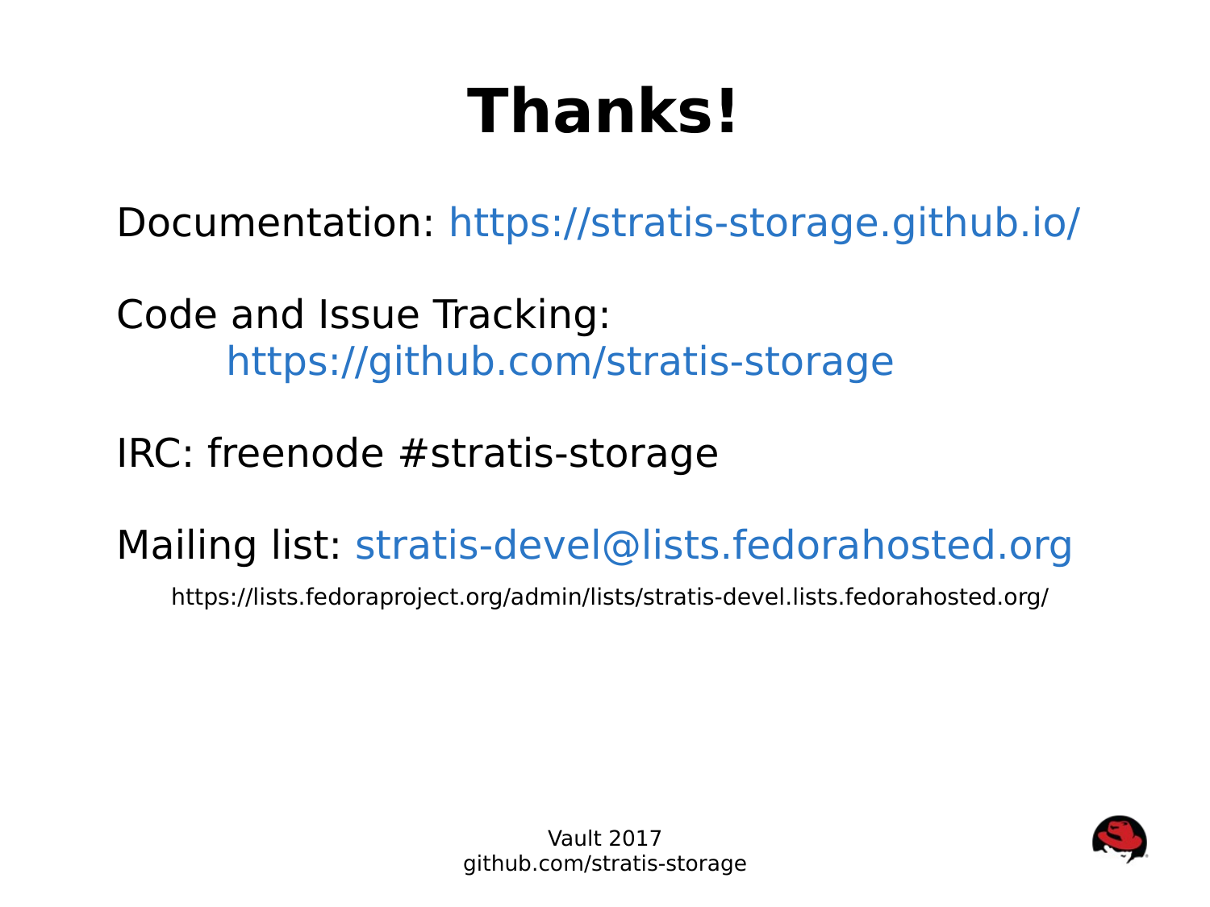# Thanks!

Documentation: https://stratis-storage.github.io/

Code and Issue Tracking:
https://github.com/stratis-storage

IRC: freenode #stratis-storage

Mailing list: stratis-devel@lists.fedorahosted.org

https://lists.fedoraproject.org/admin/lists/stratis-devel.lists.fedorahosted.org/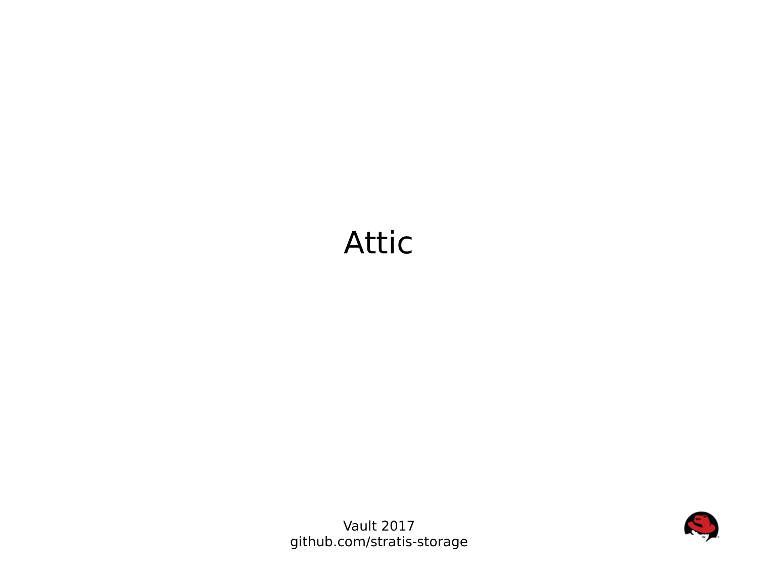# Attic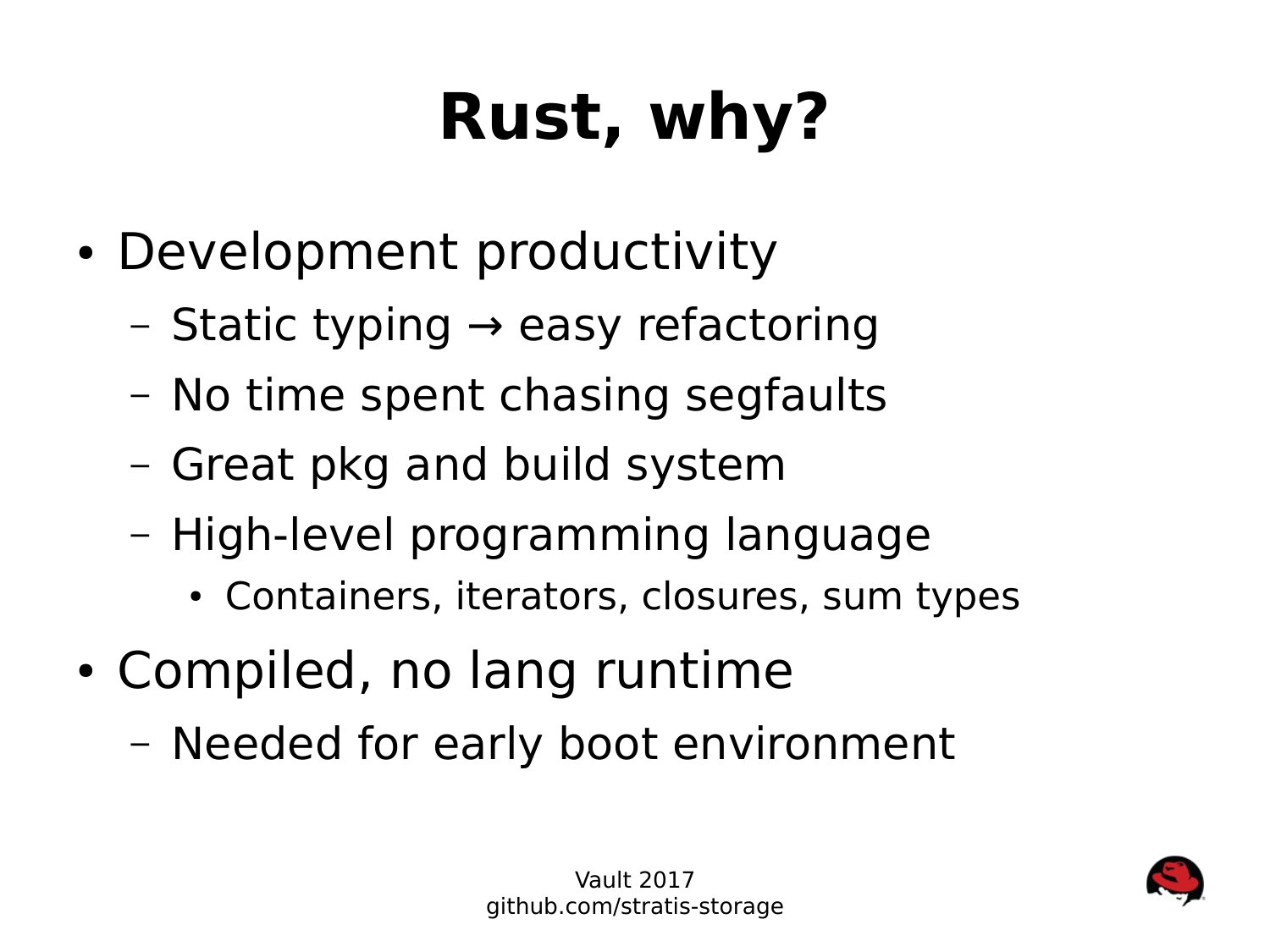# Rust, why?

- Development productivity
  - Static typing → easy refactoring
  - No time spent chasing segfaults
  - Great pkg and build system
  - High-level programming language
    - Containers, iterators, closures, sum types
- Compiled, no lang runtime
  - Needed for early boot environment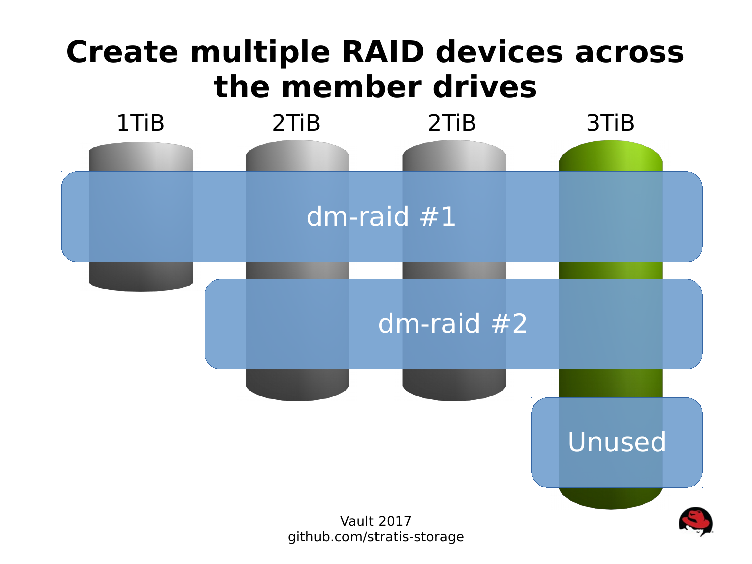# Create multiple RAID devices across the member drives

1TiB 2TiB 2TiB 3TiB

dm-raid #1

dm-raid #2

Unused

Vault 2017
github.com/stratis-storage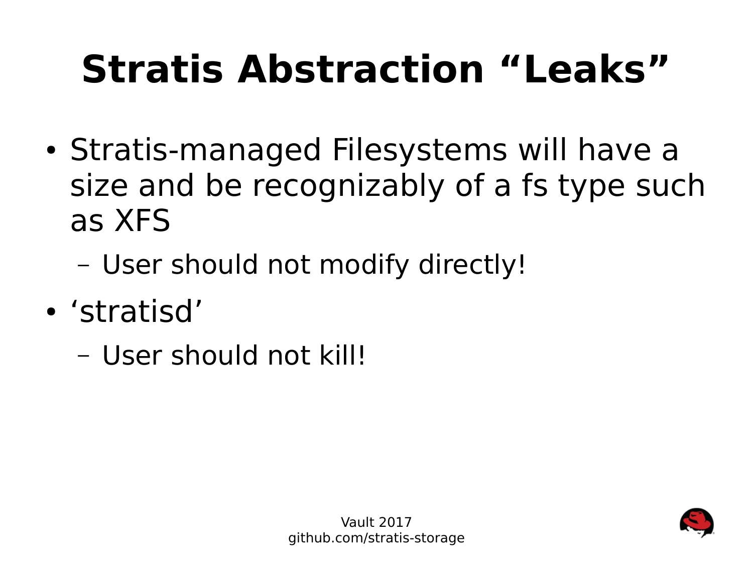# Stratis Abstraction “Leaks”

- Stratis-managed Filesystems will have a size and be recognizably of a fs type such as XFS
  - User should not modify directly!
- ‘stratisd’
  - User should not kill!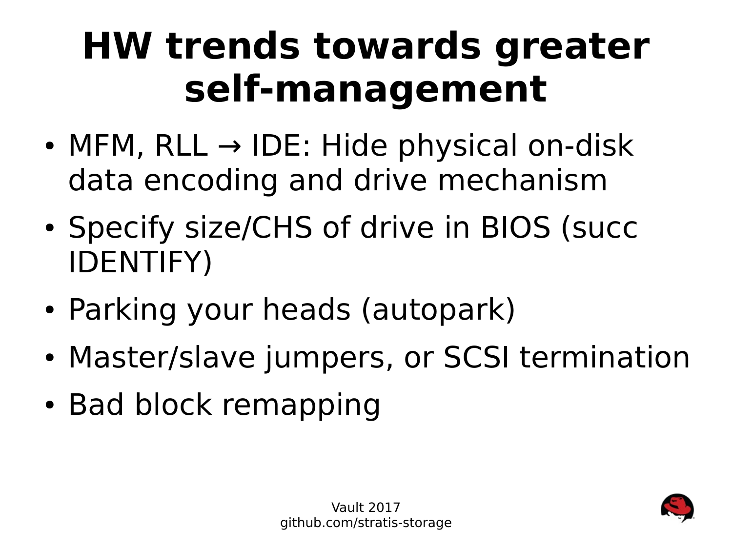# HW trends towards greater self-management

- MFM, RLL → IDE: Hide physical on-disk data encoding and drive mechanism
- Specify size/CHS of drive in BIOS (succ IDENTIFY)
- Parking your heads (autopark)
- Master/slave jumpers, or SCSI termination
- Bad block remapping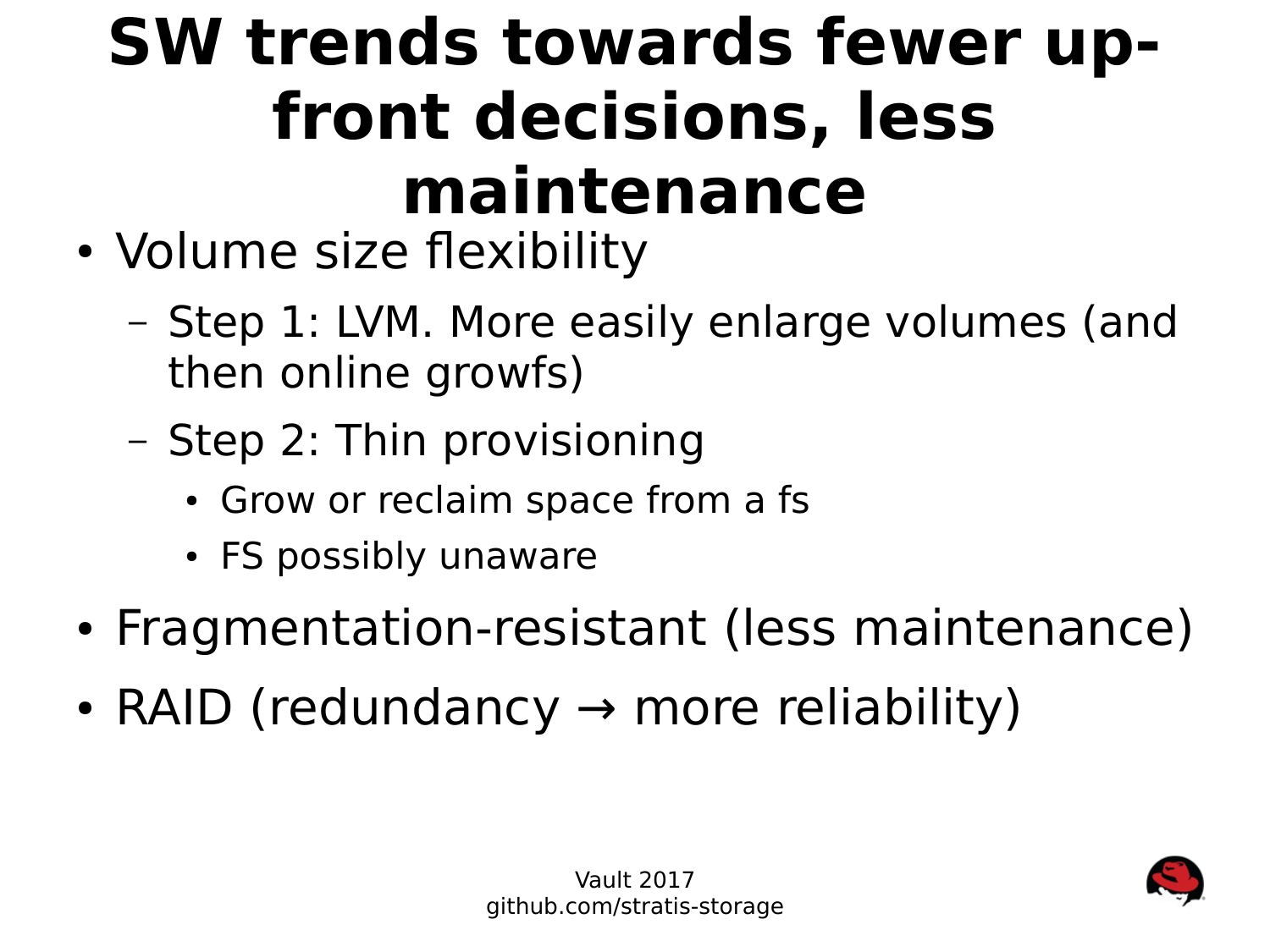# SW trends towards fewer up-front decisions, less maintenance

- Volume size flexibility
  - Step 1: LVM. More easily enlarge volumes (and then online growfs)
  - Step 2: Thin provisioning
    - Grow or reclaim space from a fs
    - FS possibly unaware
- Fragmentation-resistant (less maintenance)
- RAID (redundancy → more reliability)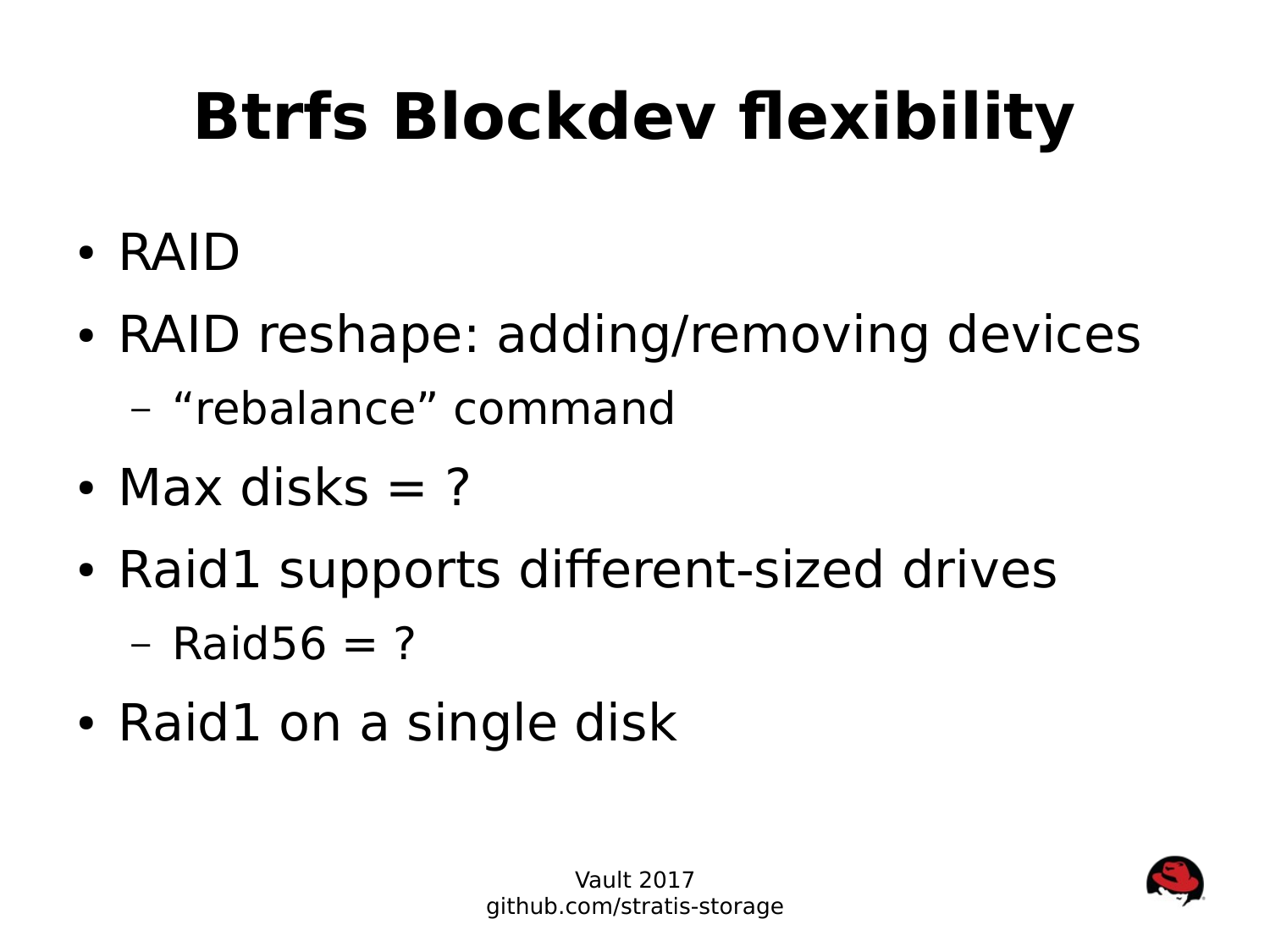# Btrfs Blockdev flexibility

- RAID
- RAID reshape: adding/removing devices
  - “rebalance” command
- Max disks = ?
- Raid1 supports different-sized drives
  - Raid56 = ?
- Raid1 on a single disk